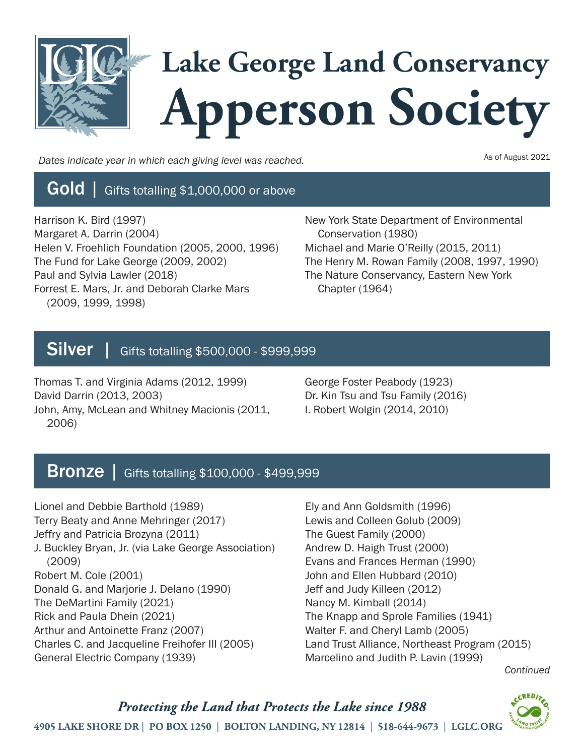# Lake George Land Conservancy

# Apperson Society

*Dates indicate year in which each giving level was reached.*

As of August 2021

## Gold | Gifts totalling $1,000,000 or above

Harrison K. Bird (1997)
Margaret A. Darrin (2004)
Helen V. Froehlich Foundation (2005, 2000, 1996)
The Fund for Lake George (2009, 2002)
Paul and Sylvia Lawler (2018)
Forrest E. Mars, Jr. and Deborah Clarke Mars (2009, 1999, 1998)
New York State Department of Environmental Conservation (1980)
Michael and Marie O'Reilly (2015, 2011)
The Henry M. Rowan Family (2008, 1997, 1990)
The Nature Conservancy, Eastern New York Chapter (1964)

## Silver | Gifts totalling $500,000 - $999,999

Thomas T. and Virginia Adams (2012, 1999)
David Darrin (2013, 2003)
John, Amy, McLean and Whitney Macionis (2011, 2006)
George Foster Peabody (1923)
Dr. Kin Tsu and Tsu Family (2016)
I. Robert Wolgin (2014, 2010)

## Bronze | Gifts totalling $100,000 - $499,999

Lionel and Debbie Barthold (1989)
Terry Beaty and Anne Mehringer (2017)
Jeffry and Patricia Brozyna (2011)
J. Buckley Bryan, Jr. (via Lake George Association) (2009)
Robert M. Cole (2001)
Donald G. and Marjorie J. Delano (1990)
The DeMartini Family (2021)
Rick and Paula Dhein (2021)
Arthur and Antoinette Franz (2007)
Charles C. and Jacqueline Freihofer III (2005)
General Electric Company (1939)
Ely and Ann Goldsmith (1996)
Lewis and Colleen Golub (2009)
The Guest Family (2000)
Andrew D. Haigh Trust (2000)
Evans and Frances Herman (1990)
John and Ellen Hubbard (2010)
Jeff and Judy Killeen (2012)
Nancy M. Kimball (2014)
The Knapp and Sprole Families (1941)
Walter F. and Cheryl Lamb (2005)
Land Trust Alliance, Northeast Program (2015)
Marcelino and Judith P. Lavin (1999)

*Continued*

*Protecting the Land that Protects the Lake since 1988*

4905 LAKE SHORE DR | PO BOX 1250 | BOLTON LANDING, NY 12814 | 518-644-9673 | LGLC.ORG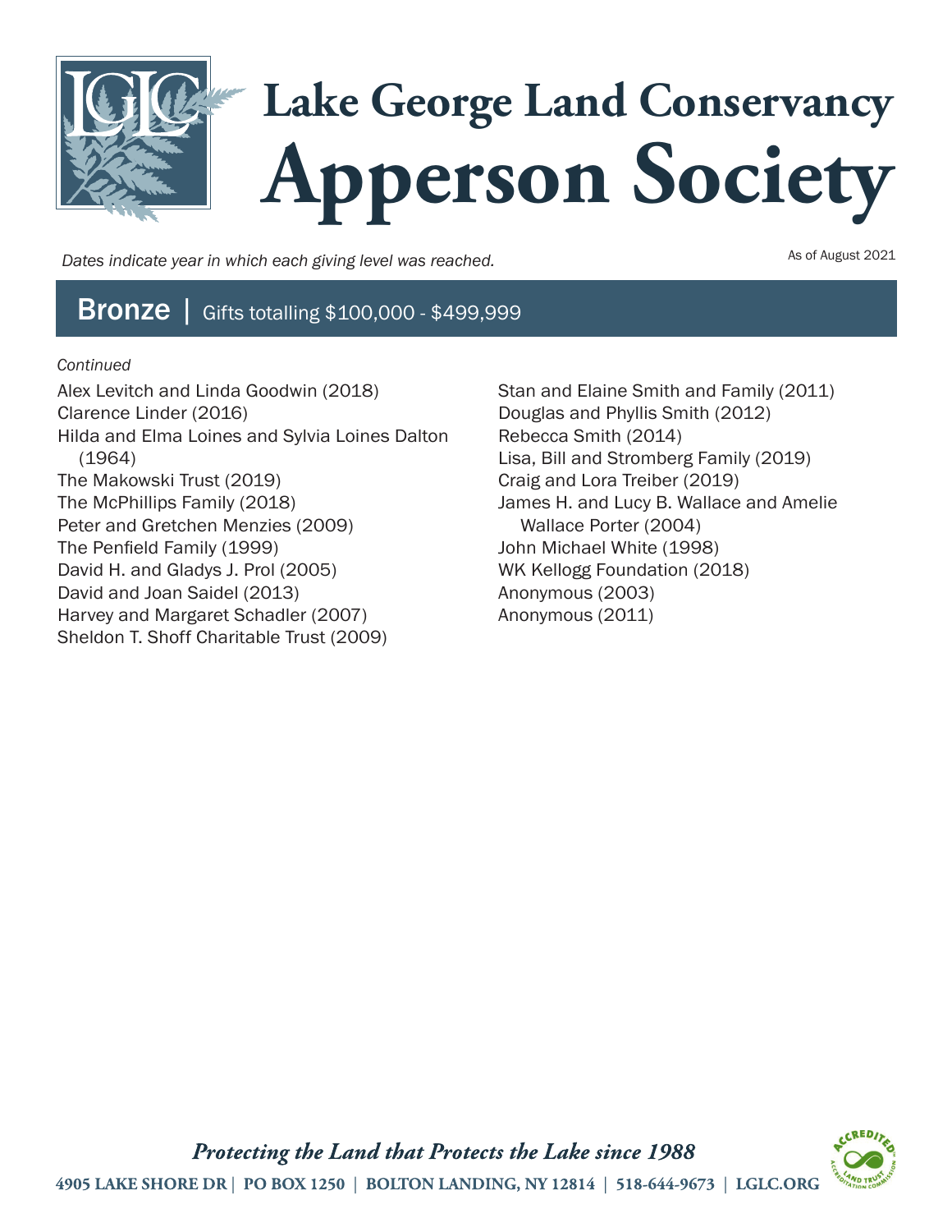# Lake George Land Conservancy
# Apperson Society

*Dates indicate year in which each giving level was reached.*

As of August 2021

## Bronze | Gifts totalling $100,000 - $499,999

*Continued*

Alex Levitch and Linda Goodwin (2018)
Clarence Linder (2016)
Hilda and Elma Loines and Sylvia Loines Dalton (1964)
The Makowski Trust (2019)
The McPhillips Family (2018)
Peter and Gretchen Menzies (2009)
The Penfield Family (1999)
David H. and Gladys J. Prol (2005)
David and Joan Saidel (2013)
Harvey and Margaret Schadler (2007)
Sheldon T. Shoff Charitable Trust (2009)
Stan and Elaine Smith and Family (2011)
Douglas and Phyllis Smith (2012)
Rebecca Smith (2014)
Lisa, Bill and Stromberg Family (2019)
Craig and Lora Treiber (2019)
James H. and Lucy B. Wallace and Amelie Wallace Porter (2004)
John Michael White (1998)
WK Kellogg Foundation (2018)
Anonymous (2003)
Anonymous (2011)

*Protecting the Land that Protects the Lake since 1988*

4905 LAKE SHORE DR | PO BOX 1250 | BOLTON LANDING, NY 12814 | 518-644-9673 | LGLC.ORG